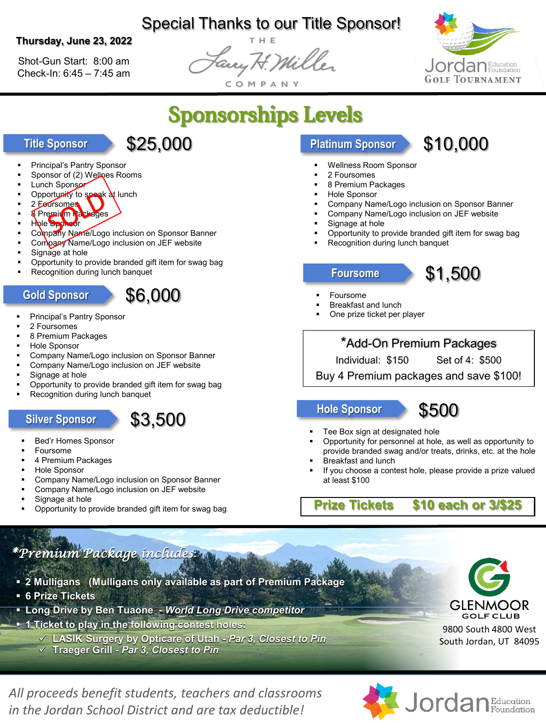**Thursday, June 23, 2022**

Shot-Gun Start: 8:00 am
Check-In: 6:45 – 7:45 am

# Special Thanks to our Title Sponsor!

THE Larry H. Miller COMPANY

Jordan Education Foundation GOLF TOURNAMENT

## Sponsorships Levels

### Title Sponsor $25,000

SOLD

- Principal's Pantry Sponsor
- Sponsor of (2) Wellnes Rooms
- Lunch Sponsor
- Opportunity to speak at lunch
- 2 Foursomes
- 8 Premium Packages
- Hole Sponsor
- Company Name/Logo inclusion on Sponsor Banner
- Company Name/Logo inclusion on JEF website
- Signage at hole
- Opportunity to provide branded gift item for swag bag
- Recognition during lunch banquet

### Gold Sponsor $6,000

- Principal's Pantry Sponsor
- 2 Foursomes
- 8 Premium Packages
- Hole Sponsor
- Company Name/Logo inclusion on Sponsor Banner
- Company Name/Logo inclusion on JEF website
- Signage at hole
- Opportunity to provide branded gift item for swag bag
- Recognition during lunch banquet

### Silver Sponsor $3,500

- Bed'r Homes Sponsor
- Foursome
- 4 Premium Packages
- Hole Sponsor
- Company Name/Logo inclusion on Sponsor Banner
- Company Name/Logo inclusion on JEF website
- Signage at hole
- Opportunity to provide branded gift item for swag bag

### Platinum Sponsor $10,000

- Wellness Room Sponsor
- 2 Foursomes
- 8 Premium Packages
- Hole Sponsor
- Company Name/Logo inclusion on Sponsor Banner
- Company Name/Logo inclusion on JEF website
- Signage at hole
- Opportunity to provide branded gift item for swag bag
- Recognition during lunch banquet

### Foursome $1,500

- Foursome
- Breakfast and lunch
- One prize ticket per player

**\*Add-On Premium Packages**

Individual: $150 Set of 4: $500

Buy 4 Premium packages and save $100!

### Hole Sponsor $500

- Tee Box sign at designated hole
- Opportunity for personnel at hole, as well as opportunity to provide branded swag and/or treats, drinks, etc. at the hole
- Breakfast and lunch
- If you choose a contest hole, please provide a prize valued at least $100

**Prize Tickets $10 each or 3/$25**

### *\*Premium Package includes:*

- **2 Mulligans (Mulligans only available as part of Premium Package**
- **6 Prize Tickets**
- **Long Drive by Ben Tuaone - *World Long Drive competitor***
- **1 Ticket to play in the following contest holes:**
  - ✓ **LASIK Surgery by Opticare of Utah - *Par 3, Closest to Pin***
  - ✓ **Traeger Grill - *Par 3, Closest to Pin***

GLENMOOR GOLF CLUB
9800 South 4800 West
South Jordan, UT 84095

*All proceeds benefit students, teachers and classrooms in the Jordan School District and are tax deductible!*

Jordan Education Foundation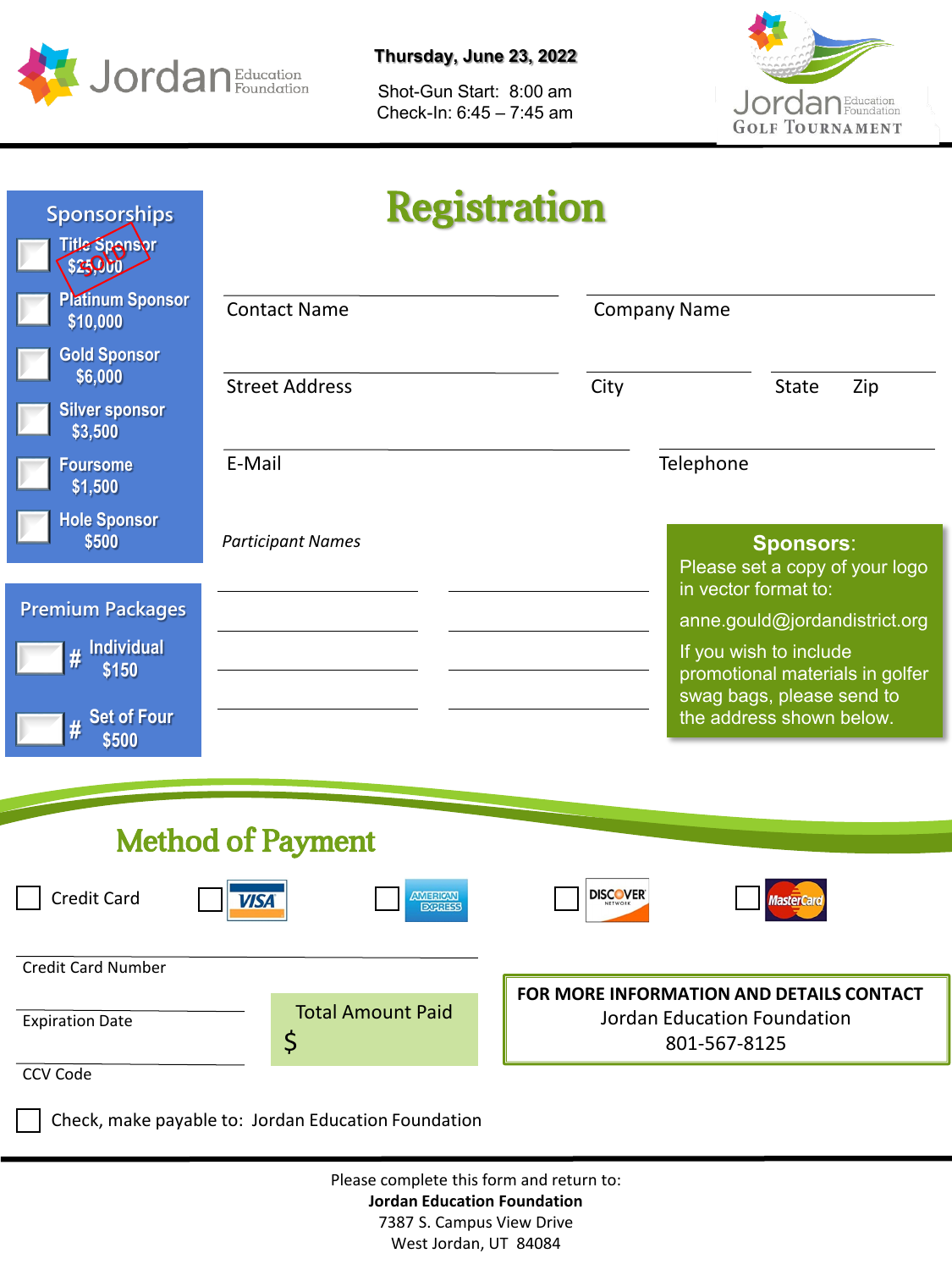Jordan Education Foundation

**Thursday, June 23, 2022**

Shot-Gun Start: 8:00 am
Check-In: 6:45 – 7:45 am

Jordan Education Foundation GOLF TOURNAMENT

# Registration

## Sponsorships

- ☐ Title Sponsor $25,000 — SOLD
- ☐ Platinum Sponsor $10,000
- ☐ Gold Sponsor $6,000
- ☐ Silver sponsor $3,500
- ☐ Foursome $1,500
- ☐ Hole Sponsor $500

## Premium Packages

- ☐ # Individual $150
- ☐ # Set of Four $500

Contact Name ______________________ Company Name ______________________

Street Address ______________________ City ____________ State ______ Zip ______

E-Mail ______________________ Telephone ______________________

*Participant Names*

______________________ ______________________

______________________ ______________________

______________________ ______________________

______________________ ______________________

**Sponsors**: Please set a copy of your logo in vector format to:

anne.gould@jordandistrict.org

If you wish to include promotional materials in golfer swag bags, please send to the address shown below.

## Method of Payment

☐ Credit Card ☐ VISA ☐ AMERICAN EXPRESS ☐ DISCOVER ☐ MasterCard

Credit Card Number ______________________

Expiration Date ______________________

CCV Code ______________________

Total Amount Paid
$

**FOR MORE INFORMATION AND DETAILS CONTACT**
Jordan Education Foundation
801-567-8125

☐ Check, make payable to: Jordan Education Foundation

Please complete this form and return to:
**Jordan Education Foundation**
7387 S. Campus View Drive
West Jordan, UT 84084